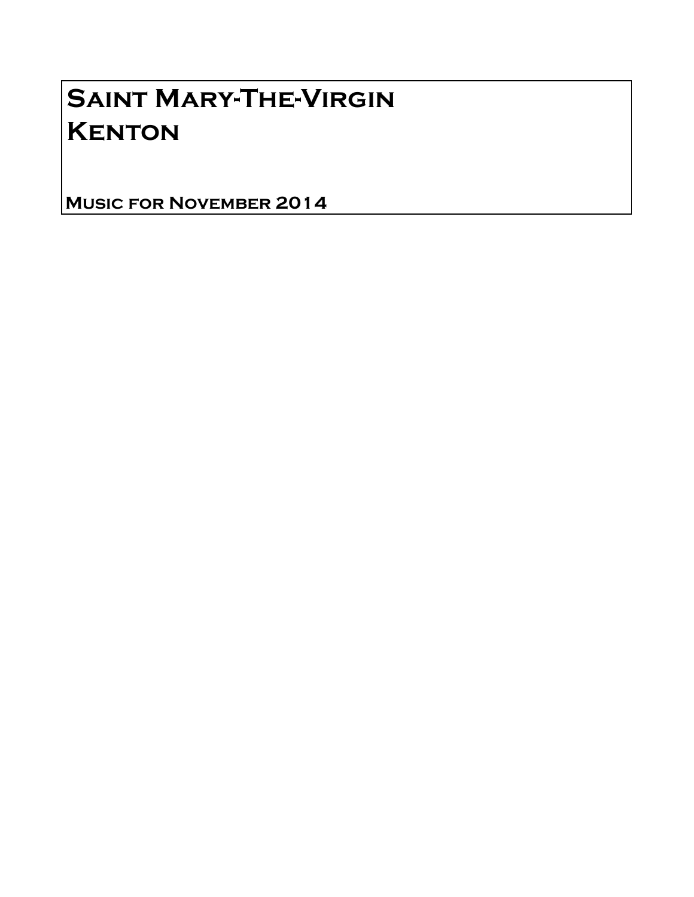# Saint Mary-The-Virgin
# Kenton

**Music for November 2014**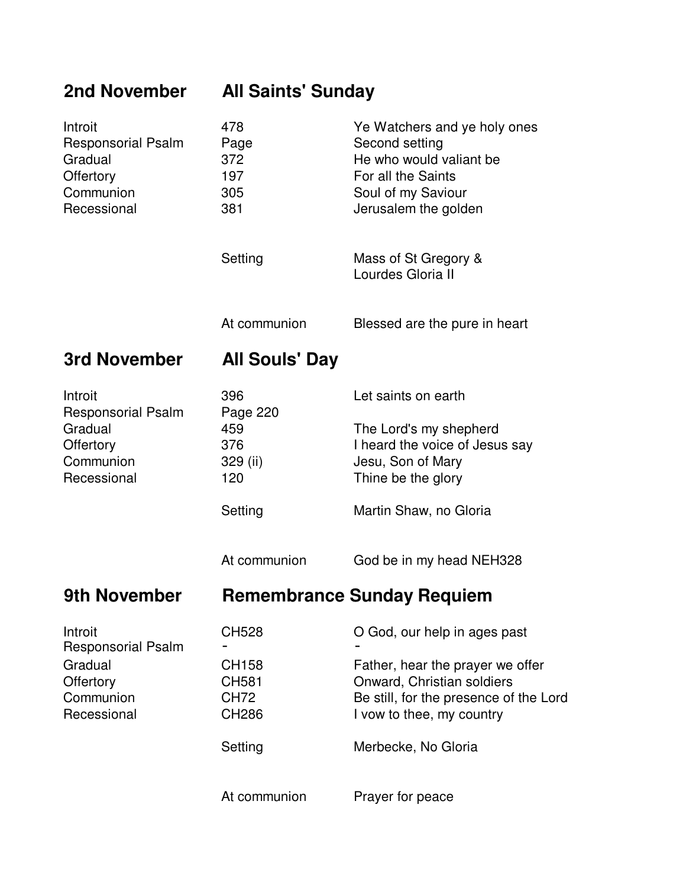## 2nd November — All Saints' Sunday

| | | |
|---|---|---|
| Introit | 478 | Ye Watchers and ye holy ones |
| Responsorial Psalm | Page | Second setting |
| Gradual | 372 | He who would valiant be |
| Offertory | 197 | For all the Saints |
| Communion | 305 | Soul of my Saviour |
| Recessional | 381 | Jerusalem the golden |
| | Setting | Mass of St Gregory & Lourdes Gloria II |
| | At communion | Blessed are the pure in heart |

## 3rd November — All Souls' Day

| | | |
|---|---|---|
| Introit | 396 | Let saints on earth |
| Responsorial Psalm | Page 220 | |
| Gradual | 459 | The Lord's my shepherd |
| Offertory | 376 | I heard the voice of Jesus say |
| Communion | 329 (ii) | Jesu, Son of Mary |
| Recessional | 120 | Thine be the glory |
| | Setting | Martin Shaw, no Gloria |
| | At communion | God be in my head NEH328 |

## 9th November — Remembrance Sunday Requiem

| | | |
|---|---|---|
| Introit | CH528 | O God, our help in ages past |
| Responsorial Psalm | - | - |
| Gradual | CH158 | Father, hear the prayer we offer |
| Offertory | CH581 | Onward, Christian soldiers |
| Communion | CH72 | Be still, for the presence of the Lord |
| Recessional | CH286 | I vow to thee, my country |
| | Setting | Merbecke, No Gloria |
| | At communion | Prayer for peace |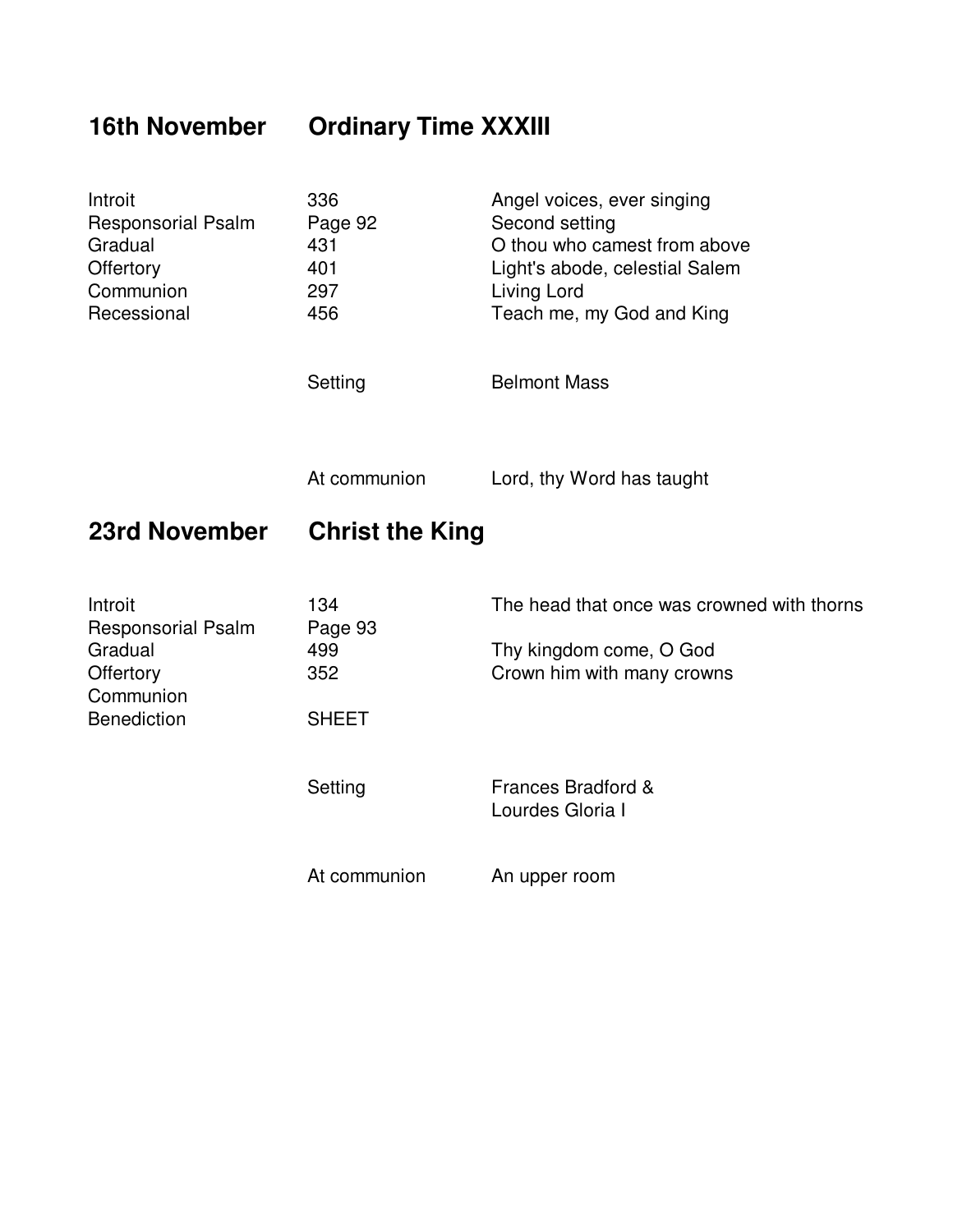## 16th November — Ordinary Time XXXIII

| | | |
|---|---|---|
| Introit | 336 | Angel voices, ever singing |
| Responsorial Psalm | Page 92 | Second setting |
| Gradual | 431 | O thou who camest from above |
| Offertory | 401 | Light's abode, celestial Salem |
| Communion | 297 | Living Lord |
| Recessional | 456 | Teach me, my God and King |
| | Setting | Belmont Mass |
| | At communion | Lord, thy Word has taught |

## 23rd November — Christ the King

| | | |
|---|---|---|
| Introit | 134 | The head that once was crowned with thorns |
| Responsorial Psalm | Page 93 | |
| Gradual | 499 | Thy kingdom come, O God |
| Offertory | 352 | Crown him with many crowns |
| Communion | | |
| Benediction | SHEET | |
| | Setting | Frances Bradford & Lourdes Gloria I |
| | At communion | An upper room |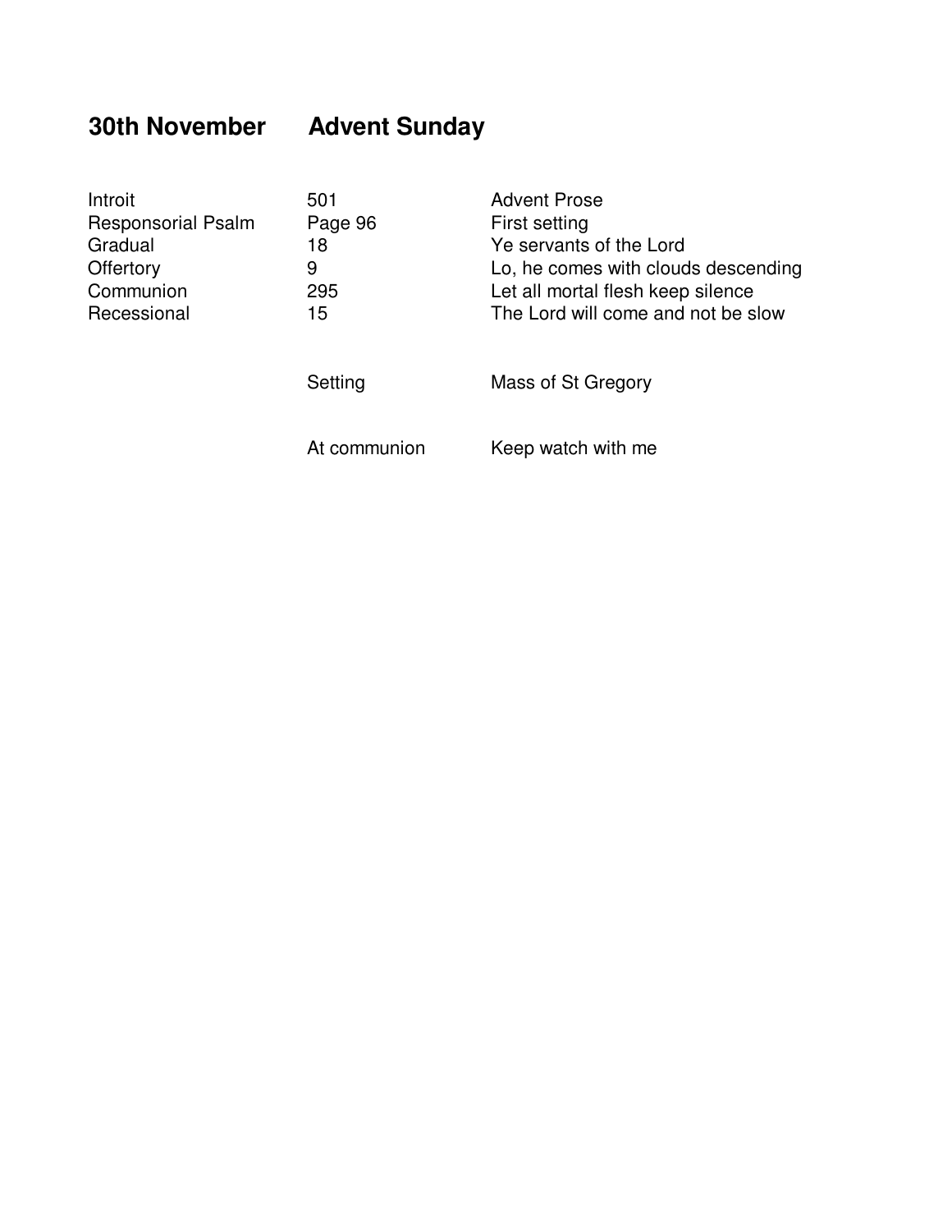## 30th November Advent Sunday

| | | |
|---|---|---|
| Introit | 501 | Advent Prose |
| Responsorial Psalm | Page 96 | First setting |
| Gradual | 18 | Ye servants of the Lord |
| Offertory | 9 | Lo, he comes with clouds descending |
| Communion | 295 | Let all mortal flesh keep silence |
| Recessional | 15 | The Lord will come and not be slow |
| | Setting | Mass of St Gregory |
| | At communion | Keep watch with me |